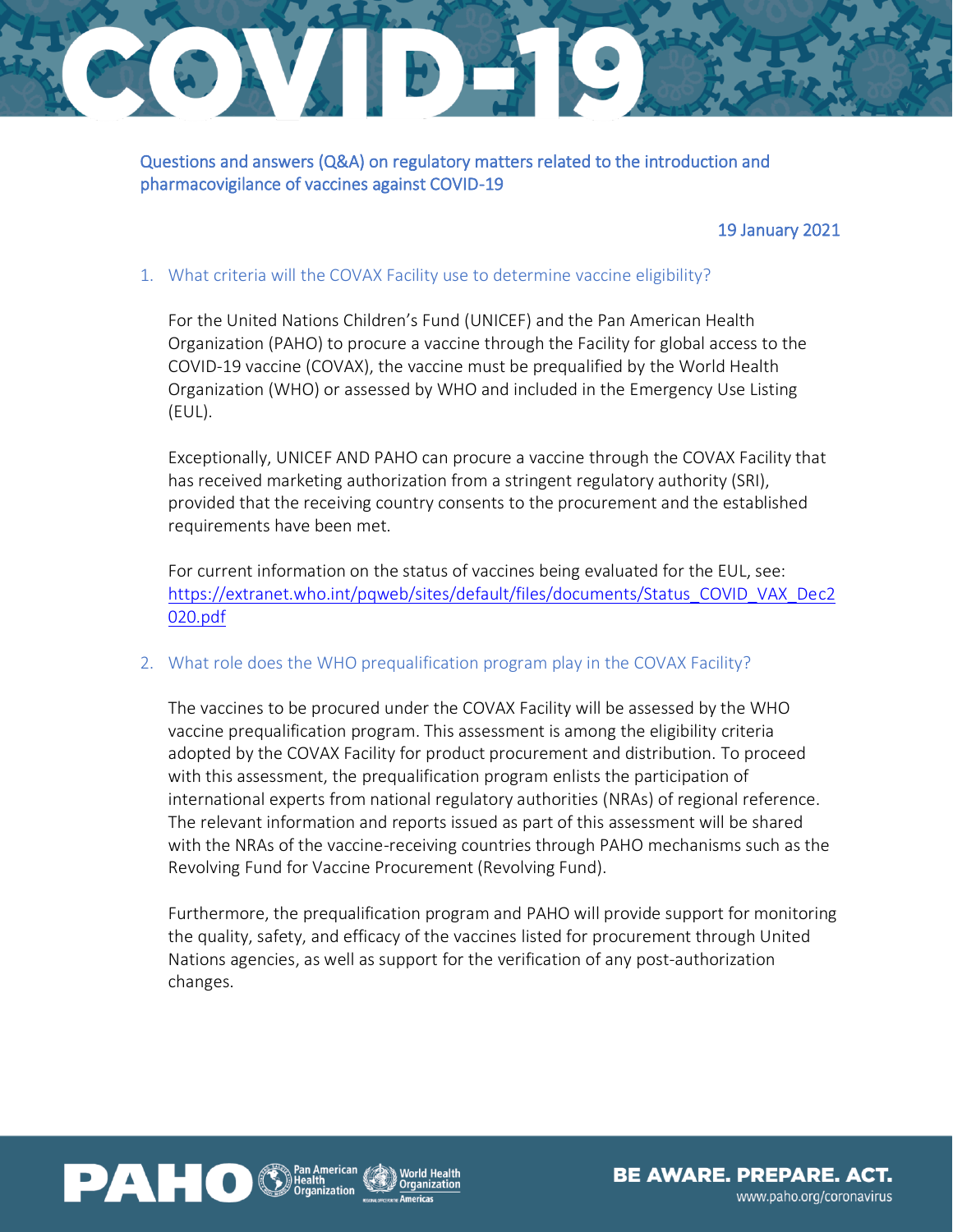# COVID-19

## Questions and answers (Q&A) on regulatory matters related to the introduction and pharmacovigilance of vaccines against COVID-19

19 January 2021

### 1. What criteria will the COVAX Facility use to determine vaccine eligibility?

For the United Nations Children's Fund (UNICEF) and the Pan American Health Organization (PAHO) to procure a vaccine through the Facility for global access to the COVID-19 vaccine (COVAX), the vaccine must be prequalified by the World Health Organization (WHO) or assessed by WHO and included in the Emergency Use Listing (EUL).

Exceptionally, UNICEF AND PAHO can procure a vaccine through the COVAX Facility that has received marketing authorization from a stringent regulatory authority (SRI), provided that the receiving country consents to the procurement and the established requirements have been met.

For current information on the status of vaccines being evaluated for the EUL, see: https://extranet.who.int/pqweb/sites/default/files/documents/Status_COVID_VAX_Dec2020.pdf

### 2. What role does the WHO prequalification program play in the COVAX Facility?

The vaccines to be procured under the COVAX Facility will be assessed by the WHO vaccine prequalification program. This assessment is among the eligibility criteria adopted by the COVAX Facility for product procurement and distribution. To proceed with this assessment, the prequalification program enlists the participation of international experts from national regulatory authorities (NRAs) of regional reference. The relevant information and reports issued as part of this assessment will be shared with the NRAs of the vaccine-receiving countries through PAHO mechanisms such as the Revolving Fund for Vaccine Procurement (Revolving Fund).

Furthermore, the prequalification program and PAHO will provide support for monitoring the quality, safety, and efficacy of the vaccines listed for procurement through United Nations agencies, as well as support for the verification of any post-authorization changes.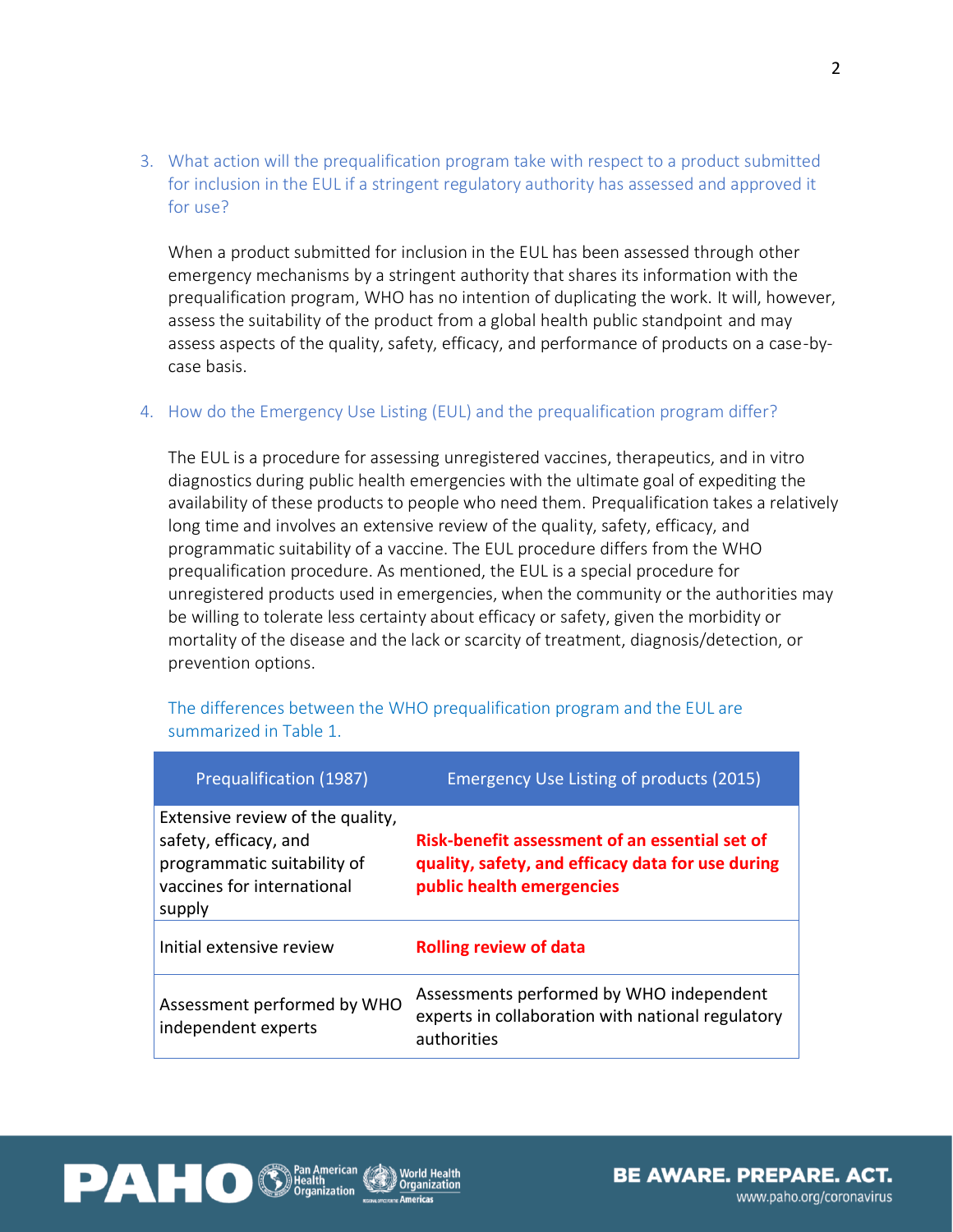### 3. What action will the prequalification program take with respect to a product submitted for inclusion in the EUL if a stringent regulatory authority has assessed and approved it for use?

When a product submitted for inclusion in the EUL has been assessed through other emergency mechanisms by a stringent authority that shares its information with the prequalification program, WHO has no intention of duplicating the work. It will, however, assess the suitability of the product from a global health public standpoint and may assess aspects of the quality, safety, efficacy, and performance of products on a case-by-case basis.

### 4. How do the Emergency Use Listing (EUL) and the prequalification program differ?

The EUL is a procedure for assessing unregistered vaccines, therapeutics, and in vitro diagnostics during public health emergencies with the ultimate goal of expediting the availability of these products to people who need them. Prequalification takes a relatively long time and involves an extensive review of the quality, safety, efficacy, and programmatic suitability of a vaccine. The EUL procedure differs from the WHO prequalification procedure. As mentioned, the EUL is a special procedure for unregistered products used in emergencies, when the community or the authorities may be willing to tolerate less certainty about efficacy or safety, given the morbidity or mortality of the disease and the lack or scarcity of treatment, diagnosis/detection, or prevention options.

The differences between the WHO prequalification program and the EUL are summarized in Table 1.

| Prequalification (1987) | Emergency Use Listing of products (2015) |
|---|---|
| Extensive review of the quality, safety, efficacy, and programmatic suitability of vaccines for international supply | **Risk-benefit assessment of an essential set of quality, safety, and efficacy data for use during public health emergencies** |
| Initial extensive review | **Rolling review of data** |
| Assessment performed by WHO independent experts | Assessments performed by WHO independent experts in collaboration with national regulatory authorities |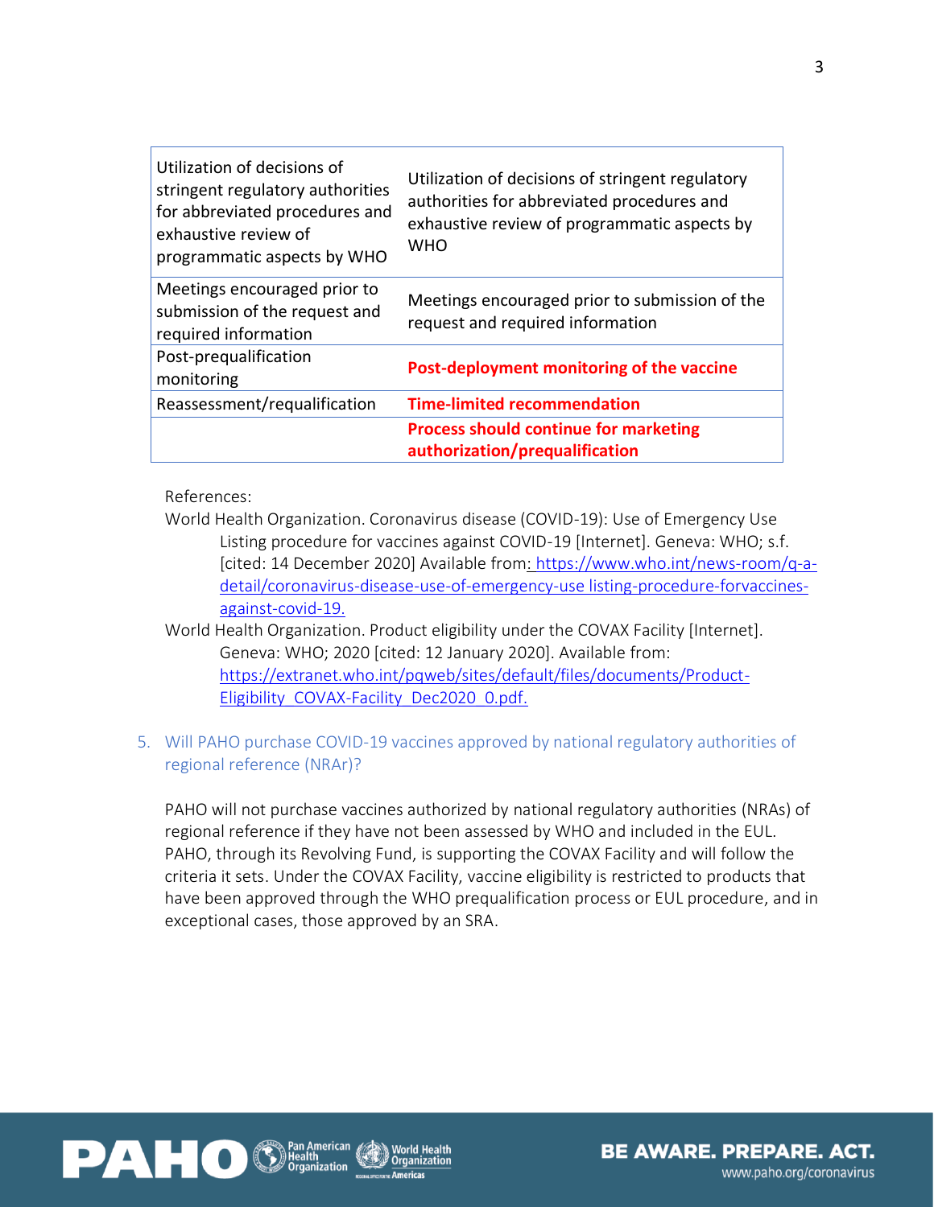| | |
|---|---|
| Utilization of decisions of stringent regulatory authorities for abbreviated procedures and exhaustive review of programmatic aspects by WHO | Utilization of decisions of stringent regulatory authorities for abbreviated procedures and exhaustive review of programmatic aspects by WHO |
| Meetings encouraged prior to submission of the request and required information | Meetings encouraged prior to submission of the request and required information |
| Post-prequalification monitoring | **Post-deployment monitoring of the vaccine** |
| Reassessment/requalification | **Time-limited recommendation** |
| | **Process should continue for marketing authorization/prequalification** |

References:

World Health Organization. Coronavirus disease (COVID-19): Use of Emergency Use Listing procedure for vaccines against COVID-19 [Internet]. Geneva: WHO; s.f. [cited: 14 December 2020] Available from: https://www.who.int/news-room/q-a-detail/coronavirus-disease-use-of-emergency-use listing-procedure-forvaccines-against-covid-19.

World Health Organization. Product eligibility under the COVAX Facility [Internet]. Geneva: WHO; 2020 [cited: 12 January 2020]. Available from: https://extranet.who.int/pqweb/sites/default/files/documents/Product-Eligibility_COVAX-Facility_Dec2020_0.pdf.

5. Will PAHO purchase COVID-19 vaccines approved by national regulatory authorities of regional reference (NRAr)?

PAHO will not purchase vaccines authorized by national regulatory authorities (NRAs) of regional reference if they have not been assessed by WHO and included in the EUL. PAHO, through its Revolving Fund, is supporting the COVAX Facility and will follow the criteria it sets. Under the COVAX Facility, vaccine eligibility is restricted to products that have been approved through the WHO prequalification process or EUL procedure, and in exceptional cases, those approved by an SRA.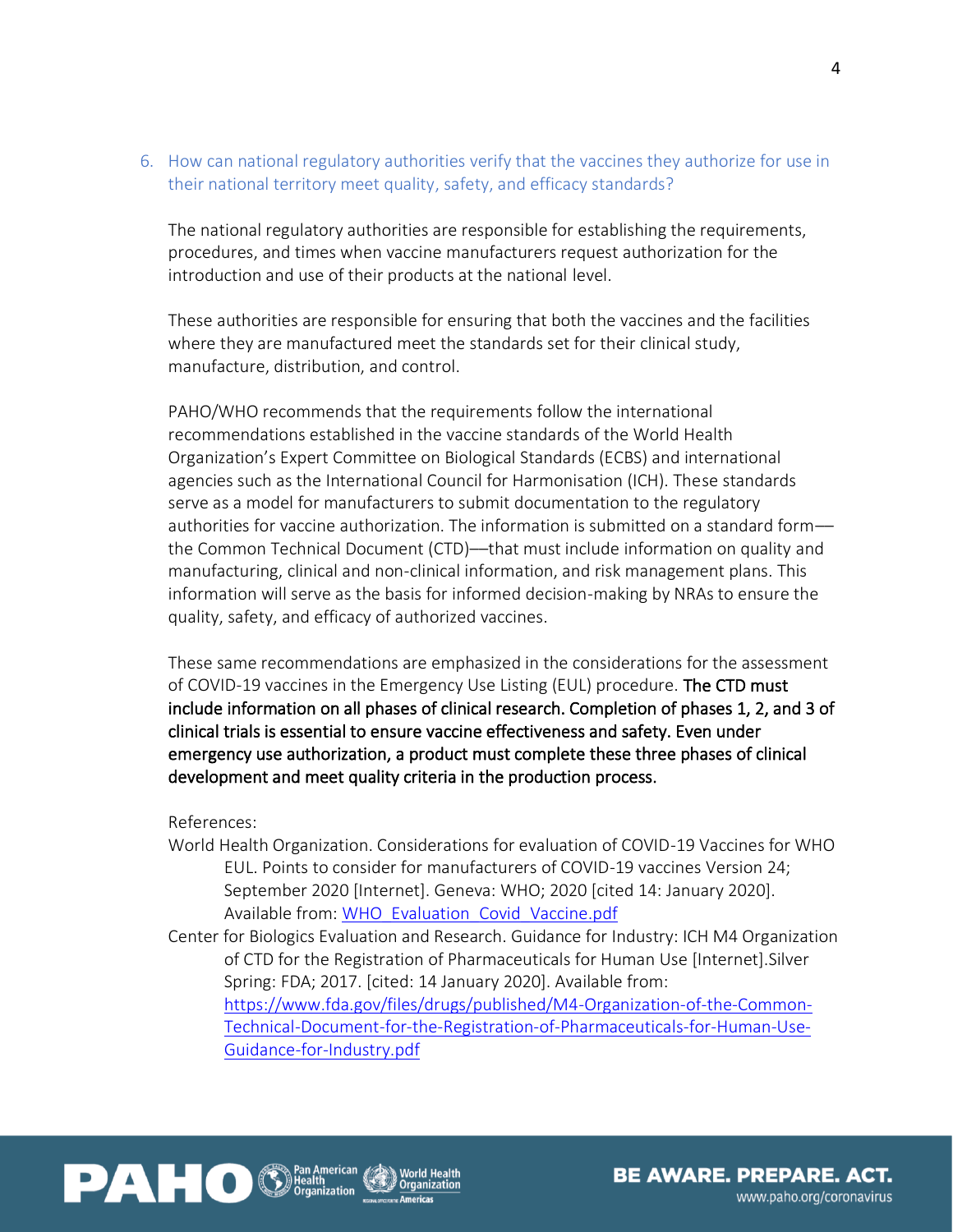6. How can national regulatory authorities verify that the vaccines they authorize for use in their national territory meet quality, safety, and efficacy standards?

The national regulatory authorities are responsible for establishing the requirements, procedures, and times when vaccine manufacturers request authorization for the introduction and use of their products at the national level.

These authorities are responsible for ensuring that both the vaccines and the facilities where they are manufactured meet the standards set for their clinical study, manufacture, distribution, and control.

PAHO/WHO recommends that the requirements follow the international recommendations established in the vaccine standards of the World Health Organization's Expert Committee on Biological Standards (ECBS) and international agencies such as the International Council for Harmonisation (ICH). These standards serve as a model for manufacturers to submit documentation to the regulatory authorities for vaccine authorization. The information is submitted on a standard form—the Common Technical Document (CTD)—that must include information on quality and manufacturing, clinical and non-clinical information, and risk management plans. This information will serve as the basis for informed decision-making by NRAs to ensure the quality, safety, and efficacy of authorized vaccines.

These same recommendations are emphasized in the considerations for the assessment of COVID-19 vaccines in the Emergency Use Listing (EUL) procedure. **The CTD must include information on all phases of clinical research. Completion of phases 1, 2, and 3 of clinical trials is essential to ensure vaccine effectiveness and safety. Even under emergency use authorization, a product must complete these three phases of clinical development and meet quality criteria in the production process.**

References:

World Health Organization. Considerations for evaluation of COVID-19 Vaccines for WHO EUL. Points to consider for manufacturers of COVID-19 vaccines Version 24; September 2020 [Internet]. Geneva: WHO; 2020 [cited 14: January 2020]. Available from: WHO_Evaluation_Covid_Vaccine.pdf

Center for Biologics Evaluation and Research. Guidance for Industry: ICH M4 Organization of CTD for the Registration of Pharmaceuticals for Human Use [Internet].Silver Spring: FDA; 2017. [cited: 14 January 2020]. Available from: https://www.fda.gov/files/drugs/published/M4-Organization-of-the-Common-Technical-Document-for-the-Registration-of-Pharmaceuticals-for-Human-Use-Guidance-for-Industry.pdf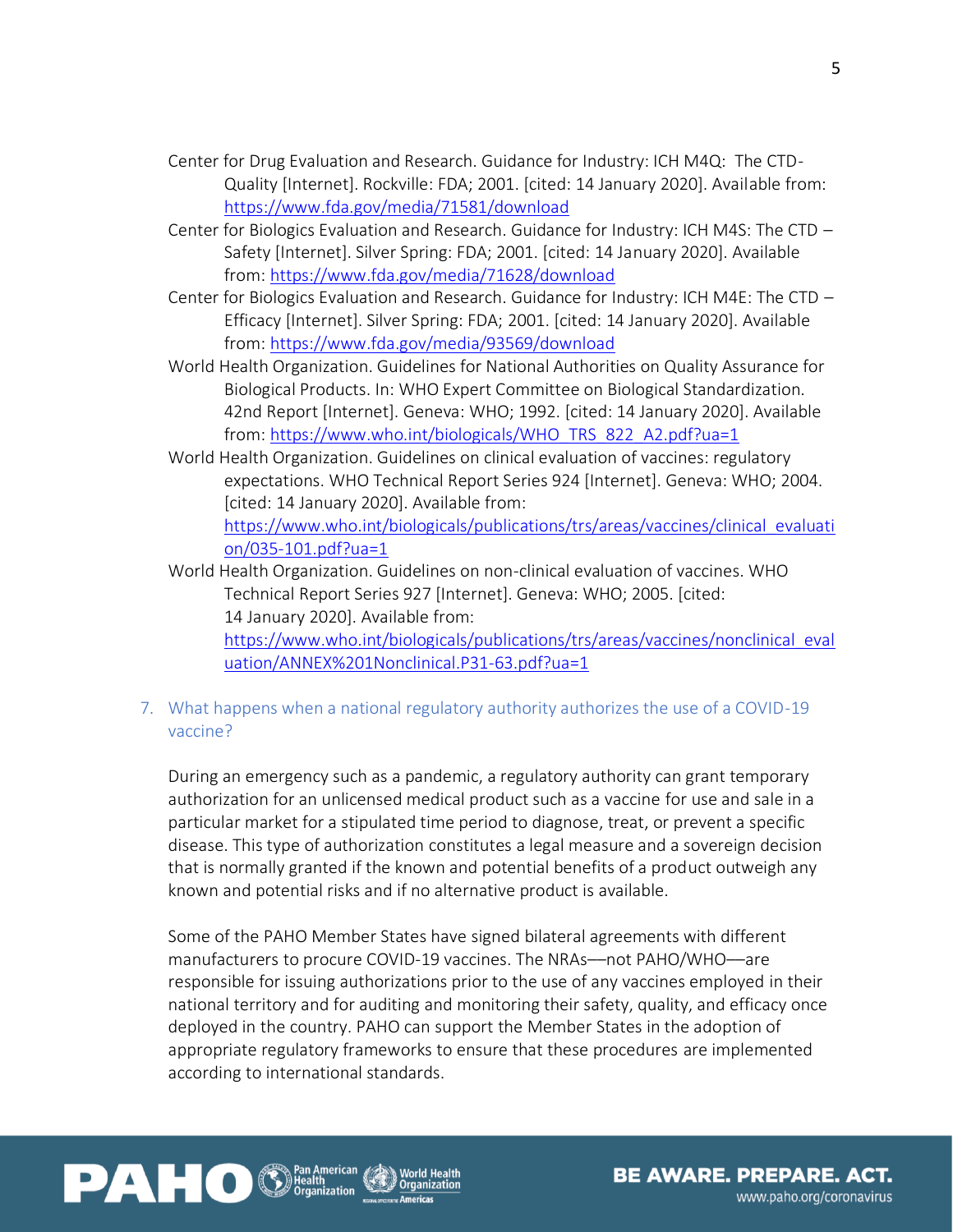Center for Drug Evaluation and Research. Guidance for Industry: ICH M4Q: The CTD-Quality [Internet]. Rockville: FDA; 2001. [cited: 14 January 2020]. Available from: https://www.fda.gov/media/71581/download

Center for Biologics Evaluation and Research. Guidance for Industry: ICH M4S: The CTD – Safety [Internet]. Silver Spring: FDA; 2001. [cited: 14 January 2020]. Available from: https://www.fda.gov/media/71628/download

Center for Biologics Evaluation and Research. Guidance for Industry: ICH M4E: The CTD – Efficacy [Internet]. Silver Spring: FDA; 2001. [cited: 14 January 2020]. Available from: https://www.fda.gov/media/93569/download

World Health Organization. Guidelines for National Authorities on Quality Assurance for Biological Products. In: WHO Expert Committee on Biological Standardization. 42nd Report [Internet]. Geneva: WHO; 1992. [cited: 14 January 2020]. Available from: https://www.who.int/biologicals/WHO_TRS_822_A2.pdf?ua=1

World Health Organization. Guidelines on clinical evaluation of vaccines: regulatory expectations. WHO Technical Report Series 924 [Internet]. Geneva: WHO; 2004. [cited: 14 January 2020]. Available from: https://www.who.int/biologicals/publications/trs/areas/vaccines/clinical_evaluation/035-101.pdf?ua=1

World Health Organization. Guidelines on non-clinical evaluation of vaccines. WHO Technical Report Series 927 [Internet]. Geneva: WHO; 2005. [cited: 14 January 2020]. Available from: https://www.who.int/biologicals/publications/trs/areas/vaccines/nonclinical_evaluation/ANNEX%201Nonclinical.P31-63.pdf?ua=1

## 7. What happens when a national regulatory authority authorizes the use of a COVID-19 vaccine?

During an emergency such as a pandemic, a regulatory authority can grant temporary authorization for an unlicensed medical product such as a vaccine for use and sale in a particular market for a stipulated time period to diagnose, treat, or prevent a specific disease. This type of authorization constitutes a legal measure and a sovereign decision that is normally granted if the known and potential benefits of a product outweigh any known and potential risks and if no alternative product is available.

Some of the PAHO Member States have signed bilateral agreements with different manufacturers to procure COVID-19 vaccines. The NRAs—not PAHO/WHO—are responsible for issuing authorizations prior to the use of any vaccines employed in their national territory and for auditing and monitoring their safety, quality, and efficacy once deployed in the country. PAHO can support the Member States in the adoption of appropriate regulatory frameworks to ensure that these procedures are implemented according to international standards.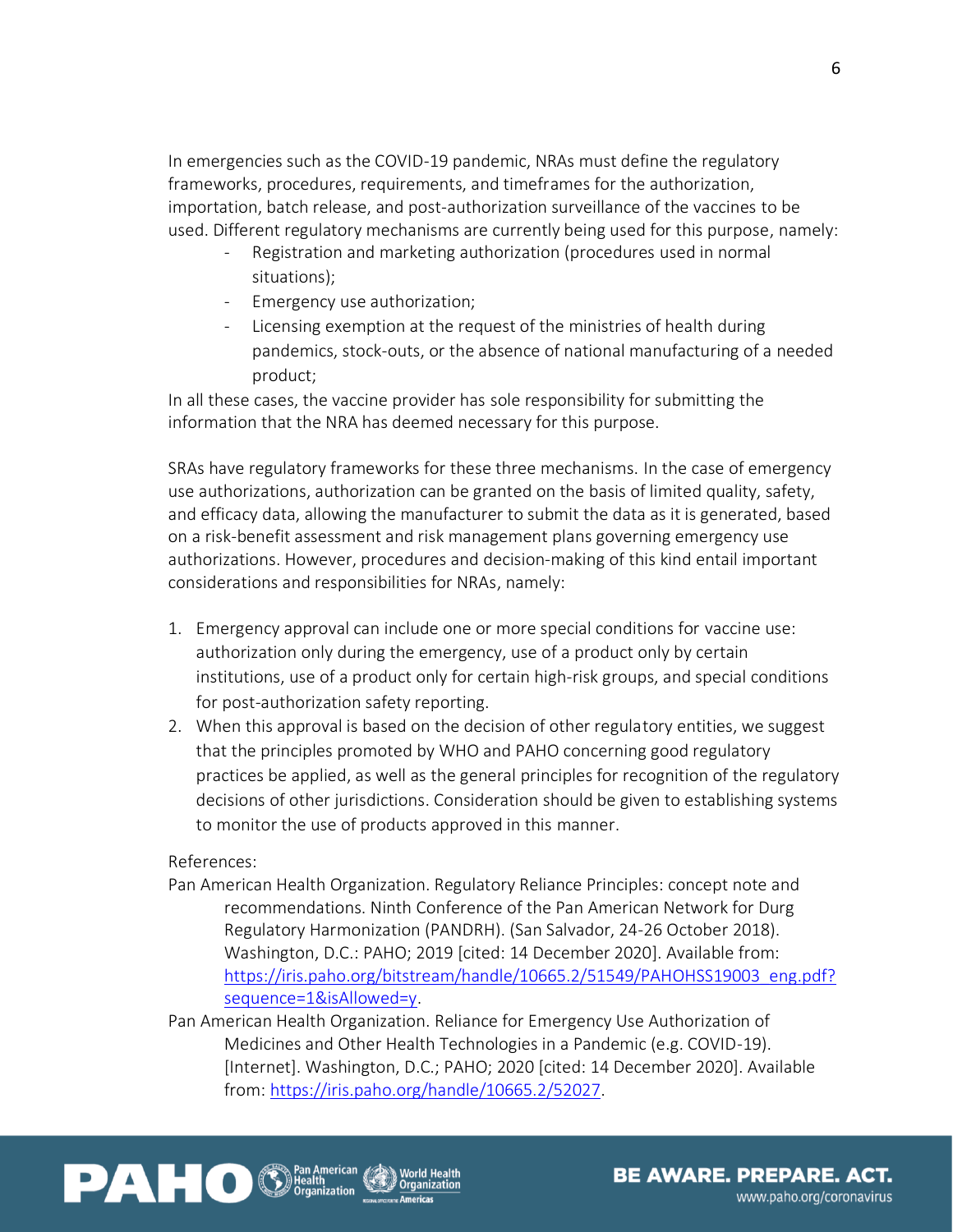In emergencies such as the COVID-19 pandemic, NRAs must define the regulatory frameworks, procedures, requirements, and timeframes for the authorization, importation, batch release, and post-authorization surveillance of the vaccines to be used. Different regulatory mechanisms are currently being used for this purpose, namely:

- Registration and marketing authorization (procedures used in normal situations);
- Emergency use authorization;
- Licensing exemption at the request of the ministries of health during pandemics, stock-outs, or the absence of national manufacturing of a needed product;

In all these cases, the vaccine provider has sole responsibility for submitting the information that the NRA has deemed necessary for this purpose.

SRAs have regulatory frameworks for these three mechanisms. In the case of emergency use authorizations, authorization can be granted on the basis of limited quality, safety, and efficacy data, allowing the manufacturer to submit the data as it is generated, based on a risk-benefit assessment and risk management plans governing emergency use authorizations. However, procedures and decision-making of this kind entail important considerations and responsibilities for NRAs, namely:

1. Emergency approval can include one or more special conditions for vaccine use: authorization only during the emergency, use of a product only by certain institutions, use of a product only for certain high-risk groups, and special conditions for post-authorization safety reporting.
2. When this approval is based on the decision of other regulatory entities, we suggest that the principles promoted by WHO and PAHO concerning good regulatory practices be applied, as well as the general principles for recognition of the regulatory decisions of other jurisdictions. Consideration should be given to establishing systems to monitor the use of products approved in this manner.

References:

Pan American Health Organization. Regulatory Reliance Principles: concept note and recommendations. Ninth Conference of the Pan American Network for Durg Regulatory Harmonization (PANDRH). (San Salvador, 24-26 October 2018). Washington, D.C.: PAHO; 2019 [cited: 14 December 2020]. Available from: https://iris.paho.org/bitstream/handle/10665.2/51549/PAHOHSS19003_eng.pdf?sequence=1&isAllowed=y.

Pan American Health Organization. Reliance for Emergency Use Authorization of Medicines and Other Health Technologies in a Pandemic (e.g. COVID-19). [Internet]. Washington, D.C.; PAHO; 2020 [cited: 14 December 2020]. Available from: https://iris.paho.org/handle/10665.2/52027.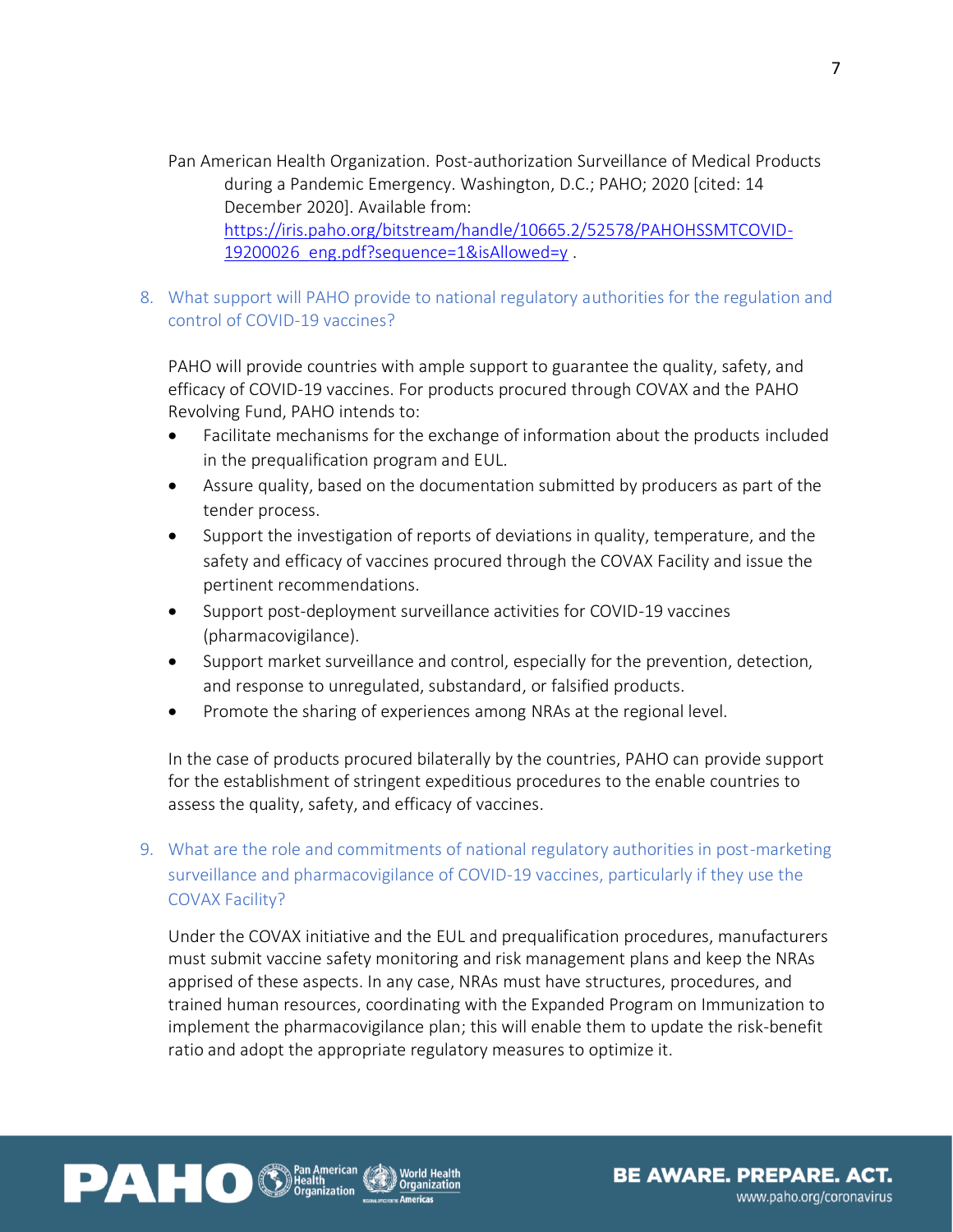Pan American Health Organization. Post-authorization Surveillance of Medical Products during a Pandemic Emergency. Washington, D.C.; PAHO; 2020 [cited: 14 December 2020]. Available from: https://iris.paho.org/bitstream/handle/10665.2/52578/PAHOHSSMTCOVID-19200026_eng.pdf?sequence=1&isAllowed=y .

## 8. What support will PAHO provide to national regulatory authorities for the regulation and control of COVID-19 vaccines?

PAHO will provide countries with ample support to guarantee the quality, safety, and efficacy of COVID-19 vaccines. For products procured through COVAX and the PAHO Revolving Fund, PAHO intends to:

- Facilitate mechanisms for the exchange of information about the products included in the prequalification program and EUL.
- Assure quality, based on the documentation submitted by producers as part of the tender process.
- Support the investigation of reports of deviations in quality, temperature, and the safety and efficacy of vaccines procured through the COVAX Facility and issue the pertinent recommendations.
- Support post-deployment surveillance activities for COVID-19 vaccines (pharmacovigilance).
- Support market surveillance and control, especially for the prevention, detection, and response to unregulated, substandard, or falsified products.
- Promote the sharing of experiences among NRAs at the regional level.

In the case of products procured bilaterally by the countries, PAHO can provide support for the establishment of stringent expeditious procedures to the enable countries to assess the quality, safety, and efficacy of vaccines.

## 9. What are the role and commitments of national regulatory authorities in post-marketing surveillance and pharmacovigilance of COVID-19 vaccines, particularly if they use the COVAX Facility?

Under the COVAX initiative and the EUL and prequalification procedures, manufacturers must submit vaccine safety monitoring and risk management plans and keep the NRAs apprised of these aspects. In any case, NRAs must have structures, procedures, and trained human resources, coordinating with the Expanded Program on Immunization to implement the pharmacovigilance plan; this will enable them to update the risk-benefit ratio and adopt the appropriate regulatory measures to optimize it.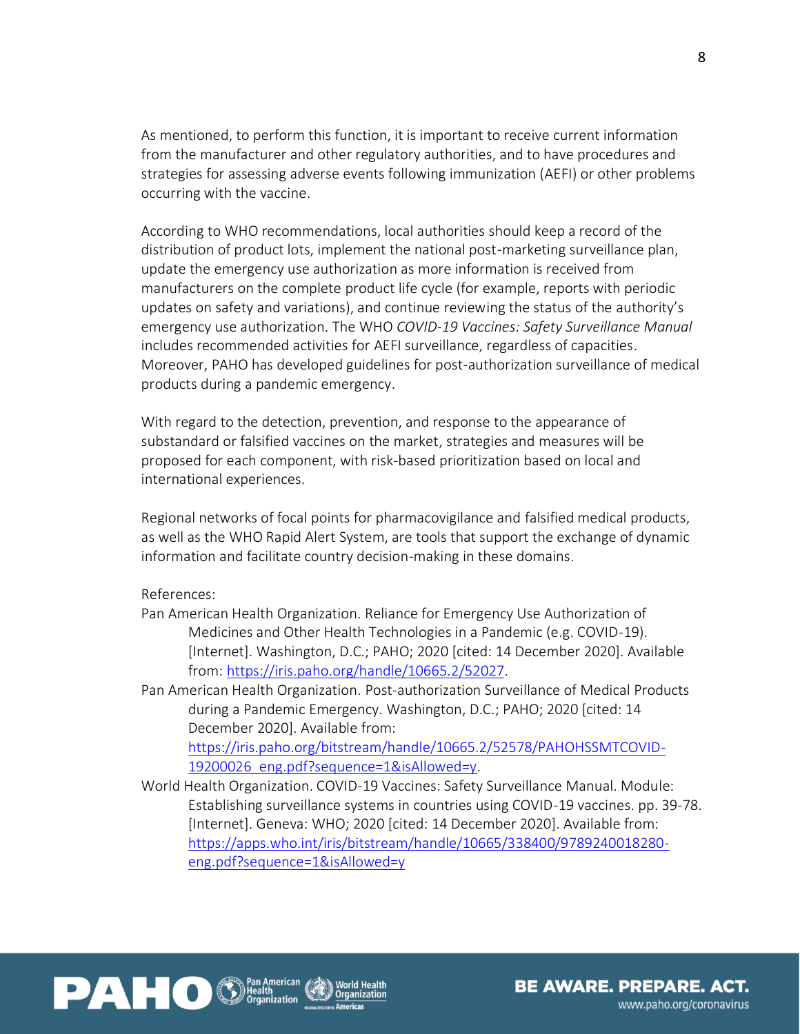As mentioned, to perform this function, it is important to receive current information from the manufacturer and other regulatory authorities, and to have procedures and strategies for assessing adverse events following immunization (AEFI) or other problems occurring with the vaccine.

According to WHO recommendations, local authorities should keep a record of the distribution of product lots, implement the national post-marketing surveillance plan, update the emergency use authorization as more information is received from manufacturers on the complete product life cycle (for example, reports with periodic updates on safety and variations), and continue reviewing the status of the authority's emergency use authorization. The WHO *COVID-19 Vaccines: Safety Surveillance Manual* includes recommended activities for AEFI surveillance, regardless of capacities. Moreover, PAHO has developed guidelines for post-authorization surveillance of medical products during a pandemic emergency.

With regard to the detection, prevention, and response to the appearance of substandard or falsified vaccines on the market, strategies and measures will be proposed for each component, with risk-based prioritization based on local and international experiences.

Regional networks of focal points for pharmacovigilance and falsified medical products, as well as the WHO Rapid Alert System, are tools that support the exchange of dynamic information and facilitate country decision-making in these domains.

References:

Pan American Health Organization. Reliance for Emergency Use Authorization of Medicines and Other Health Technologies in a Pandemic (e.g. COVID-19). [Internet]. Washington, D.C.; PAHO; 2020 [cited: 14 December 2020]. Available from: [https://iris.paho.org/handle/10665.2/52027](https://iris.paho.org/handle/10665.2/52027).

Pan American Health Organization. Post-authorization Surveillance of Medical Products during a Pandemic Emergency. Washington, D.C.; PAHO; 2020 [cited: 14 December 2020]. Available from: [https://iris.paho.org/bitstream/handle/10665.2/52578/PAHOHSSMTCOVID-19200026_eng.pdf?sequence=1&isAllowed=y](https://iris.paho.org/bitstream/handle/10665.2/52578/PAHOHSSMTCOVID-19200026_eng.pdf?sequence=1&isAllowed=y).

World Health Organization. COVID-19 Vaccines: Safety Surveillance Manual. Module: Establishing surveillance systems in countries using COVID-19 vaccines. pp. 39-78. [Internet]. Geneva: WHO; 2020 [cited: 14 December 2020]. Available from: [https://apps.who.int/iris/bitstream/handle/10665/338400/9789240018280-eng.pdf?sequence=1&isAllowed=y](https://apps.who.int/iris/bitstream/handle/10665/338400/9789240018280-eng.pdf?sequence=1&isAllowed=y)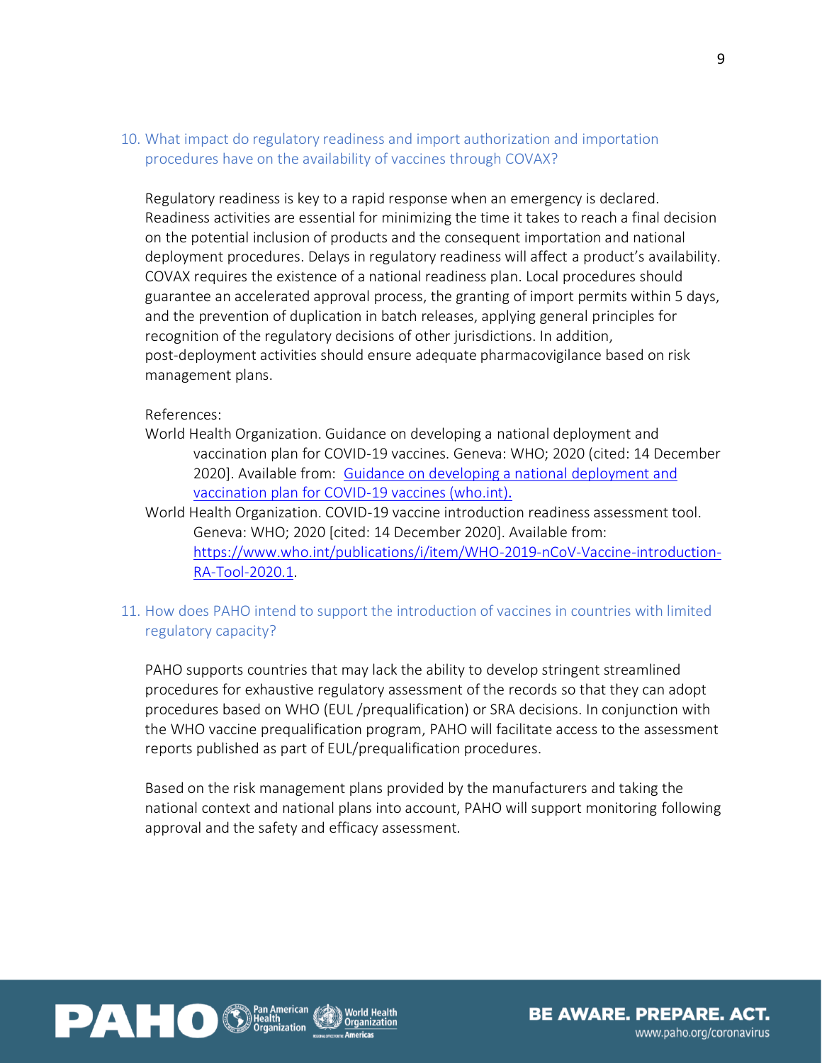## 10. What impact do regulatory readiness and import authorization and importation procedures have on the availability of vaccines through COVAX?

Regulatory readiness is key to a rapid response when an emergency is declared. Readiness activities are essential for minimizing the time it takes to reach a final decision on the potential inclusion of products and the consequent importation and national deployment procedures. Delays in regulatory readiness will affect a product's availability. COVAX requires the existence of a national readiness plan. Local procedures should guarantee an accelerated approval process, the granting of import permits within 5 days, and the prevention of duplication in batch releases, applying general principles for recognition of the regulatory decisions of other jurisdictions. In addition, post-deployment activities should ensure adequate pharmacovigilance based on risk management plans.

References:

World Health Organization. Guidance on developing a national deployment and vaccination plan for COVID-19 vaccines. Geneva: WHO; 2020 (cited: 14 December 2020]. Available from: [Guidance on developing a national deployment and vaccination plan for COVID-19 vaccines (who.int).](who.int)

World Health Organization. COVID-19 vaccine introduction readiness assessment tool. Geneva: WHO; 2020 [cited: 14 December 2020]. Available from: https://www.who.int/publications/i/item/WHO-2019-nCoV-Vaccine-introduction-RA-Tool-2020.1.

## 11. How does PAHO intend to support the introduction of vaccines in countries with limited regulatory capacity?

PAHO supports countries that may lack the ability to develop stringent streamlined procedures for exhaustive regulatory assessment of the records so that they can adopt procedures based on WHO (EUL /prequalification) or SRA decisions. In conjunction with the WHO vaccine prequalification program, PAHO will facilitate access to the assessment reports published as part of EUL/prequalification procedures.

Based on the risk management plans provided by the manufacturers and taking the national context and national plans into account, PAHO will support monitoring following approval and the safety and efficacy assessment.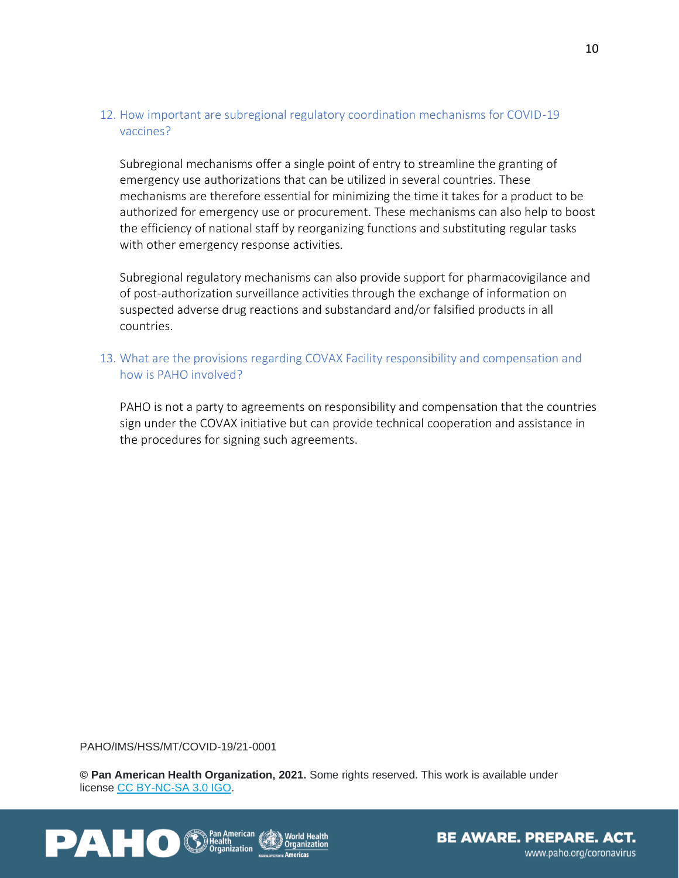### 12. How important are subregional regulatory coordination mechanisms for COVID-19 vaccines?

Subregional mechanisms offer a single point of entry to streamline the granting of emergency use authorizations that can be utilized in several countries. These mechanisms are therefore essential for minimizing the time it takes for a product to be authorized for emergency use or procurement. These mechanisms can also help to boost the efficiency of national staff by reorganizing functions and substituting regular tasks with other emergency response activities.

Subregional regulatory mechanisms can also provide support for pharmacovigilance and of post-authorization surveillance activities through the exchange of information on suspected adverse drug reactions and substandard and/or falsified products in all countries.

### 13. What are the provisions regarding COVAX Facility responsibility and compensation and how is PAHO involved?

PAHO is not a party to agreements on responsibility and compensation that the countries sign under the COVAX initiative but can provide technical cooperation and assistance in the procedures for signing such agreements.

PAHO/IMS/HSS/MT/COVID-19/21-0001

**© Pan American Health Organization, 2021.** Some rights reserved. This work is available under license CC BY-NC-SA 3.0 IGO.

PAHO Pan American Health Organization | World Health Organization Americas

BE AWARE. PREPARE. ACT.
www.paho.org/coronavirus